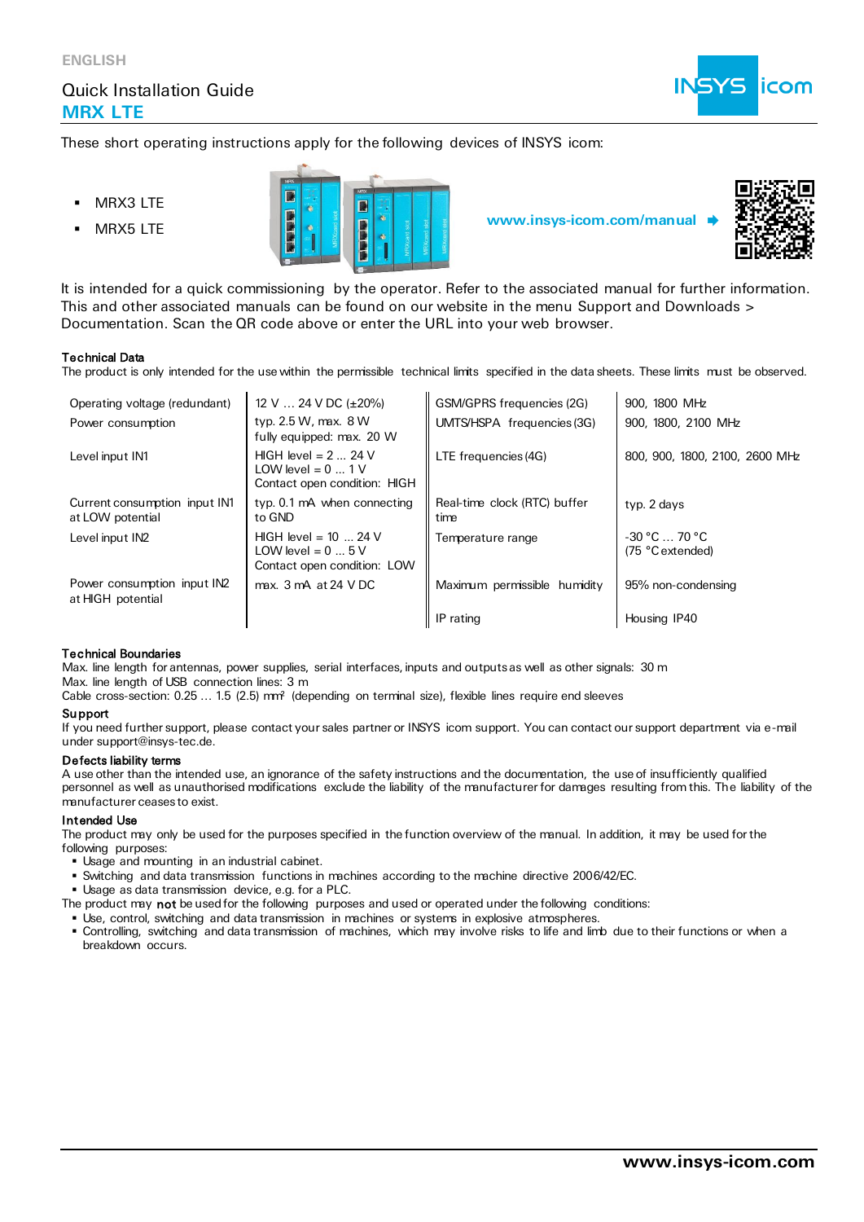ENGLISH

# Quick Installation Guide
## MRX LTE

These short operating instructions apply for the following devices of INSYS icom:

- MRX3 LTE
- MRX5 LTE

**www.insys-icom.com/manual**

It is intended for a quick commissioning by the operator. Refer to the associated manual for further information. This and other associated manuals can be found on our website in the menu Support and Downloads > Documentation. Scan the QR code above or enter the URL into your web browser.

### Technical Data

The product is only intended for the use within the permissible technical limits specified in the data sheets. These limits must be observed.

| | | | |
|---|---|---|---|
| Operating voltage (redundant) | 12 V … 24 V DC (±20%) | GSM/GPRS frequencies (2G) | 900, 1800 MHz |
| Power consumption | typ. 2.5 W, max. 8 W<br>fully equipped: max. 20 W | UMTS/HSPA frequencies (3G) | 900, 1800, 2100 MHz |
| Level input IN1 | HIGH level = 2 ... 24 V<br>LOW level = 0 ... 1 V<br>Contact open condition: HIGH | LTE frequencies (4G) | 800, 900, 1800, 2100, 2600 MHz |
| Current consumption input IN1 at LOW potential | typ. 0.1 mA when connecting to GND | Real-time clock (RTC) buffer time | typ. 2 days |
| Level input IN2 | HIGH level = 10 ... 24 V<br>LOW level = 0 ... 5 V<br>Contact open condition: LOW | Temperature range | -30 °C … 70 °C<br>(75 °C extended) |
| Power consumption input IN2 at HIGH potential | max. 3 mA at 24 V DC | Maximum permissible humidity | 95% non-condensing |
| | | IP rating | Housing IP40 |

### Technical Boundaries

Max. line length for antennas, power supplies, serial interfaces, inputs and outputs as well as other signals: 30 m
Max. line length of USB connection lines: 3 m
Cable cross-section: 0.25 … 1.5 (2.5) mm² (depending on terminal size), flexible lines require end sleeves

### Support

If you need further support, please contact your sales partner or INSYS icom support. You can contact our support department via e-mail under support@insys-tec.de.

### Defects liability terms

A use other than the intended use, an ignorance of the safety instructions and the documentation, the use of insufficiently qualified personnel as well as unauthorised modifications exclude the liability of the manufacturer for damages resulting from this. The liability of the manufacturer ceases to exist.

### Intended Use

The product may only be used for the purposes specified in the function overview of the manual. In addition, it may be used for the following purposes:

- Usage and mounting in an industrial cabinet.
- Switching and data transmission functions in machines according to the machine directive 2006/42/EC.
- Usage as data transmission device, e.g. for a PLC.

The product may **not** be used for the following purposes and used or operated under the following conditions:

- Use, control, switching and data transmission in machines or systems in explosive atmospheres.
- Controlling, switching and data transmission of machines, which may involve risks to life and limb due to their functions or when a breakdown occurs.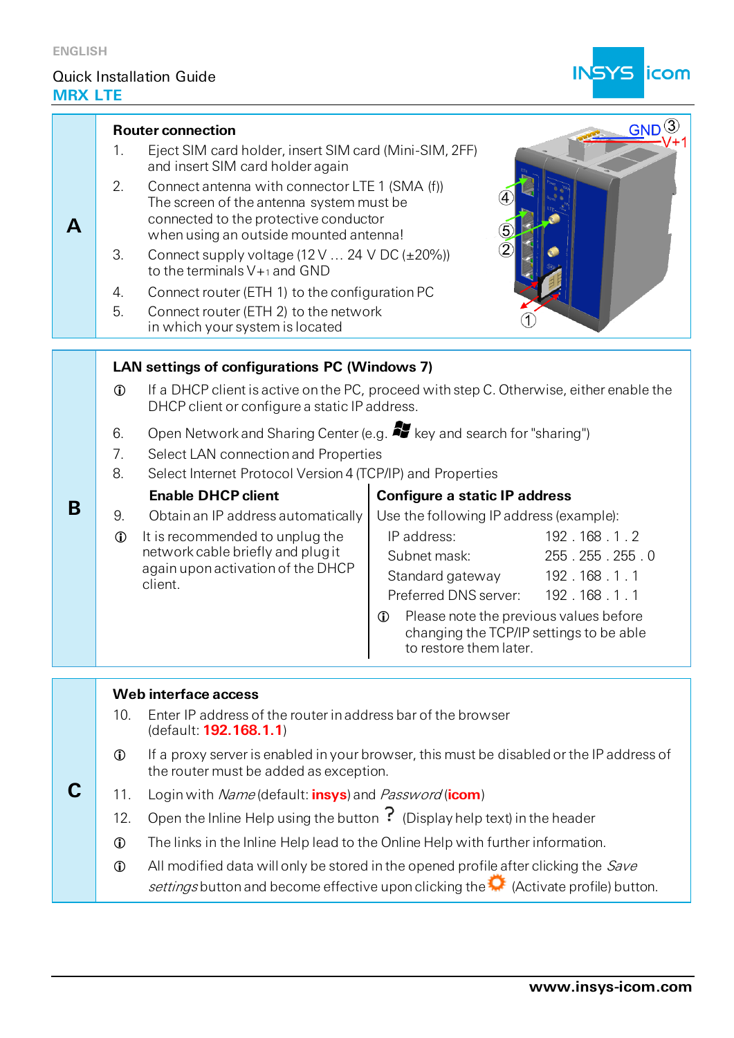ENGLISH

Quick Installation Guide
**MRX LTE**

## A

### Router connection

1. Eject SIM card holder, insert SIM card (Mini-SIM, 2FF) and insert SIM card holder again
2. Connect antenna with connector LTE 1 (SMA (f)) The screen of the antenna system must be connected to the protective conductor when using an outside mounted antenna!
3. Connect supply voltage (12 V … 24 V DC (±20%)) to the terminals V+1 and GND
4. Connect router (ETH 1) to the configuration PC
5. Connect router (ETH 2) to the network in which your system is located

GND ③
V+1
④
⑤
②
①

## B

### LAN settings of configurations PC (Windows 7)

ⓘ If a DHCP client is active on the PC, proceed with step C. Otherwise, either enable the DHCP client or configure a static IP address.

6. Open Network and Sharing Center (e.g. key and search for "sharing")
7. Select LAN connection and Properties
8. Select Internet Protocol Version 4 (TCP/IP) and Properties

**Enable DHCP client**

9. Obtain an IP address automatically

ⓘ It is recommended to unplug the network cable briefly and plug it again upon activation of the DHCP client.

**Configure a static IP address**

Use the following IP address (example):

| | |
|---|---|
| IP address: | 192 . 168 . 1 . 2 |
| Subnet mask: | 255 . 255 . 255 . 0 |
| Standard gateway | 192 . 168 . 1 . 1 |
| Preferred DNS server: | 192 . 168 . 1 . 1 |

ⓘ Please note the previous values before changing the TCP/IP settings to be able to restore them later.

## C

### Web interface access

10. Enter IP address of the router in address bar of the browser (default: **192.168.1.1**)

ⓘ If a proxy server is enabled in your browser, this must be disabled or the IP address of the router must be added as exception.

11. Login with *Name* (default: **insys**) and *Password* (**icom**)
12. Open the Inline Help using the button **?** (Display help text) in the header

ⓘ The links in the Inline Help lead to the Online Help with further information.

ⓘ All modified data will only be stored in the opened profile after clicking the *Save settings* button and become effective upon clicking the (Activate profile) button.

**www.insys-icom.com**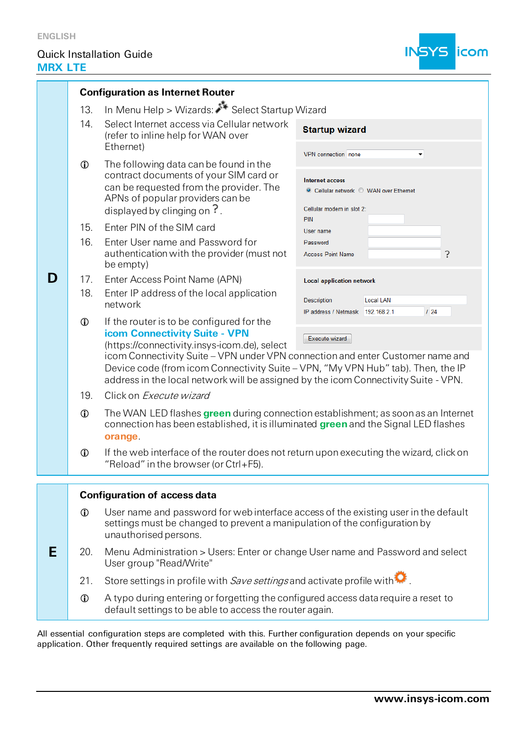## D — Configuration as Internet Router

13. In Menu Help > Wizards: Select Startup Wizard
14. Select Internet access via Cellular network (refer to inline help for WAN over Ethernet)

ⓘ The following data can be found in the contract documents of your SIM card or can be requested from the provider. The APNs of popular providers can be displayed by clinging on ?.

15. Enter PIN of the SIM card
16. Enter User name and Password for authentication with the provider (must not be empty)
17. Enter Access Point Name (APN)
18. Enter IP address of the local application network

ⓘ If the router is to be configured for the **icom Connectivity Suite - VPN** (https://connectivity.insys-icom.de), select icom Connectivity Suite – VPN under VPN connection and enter Customer name and Device code (from icom Connectivity Suite – VPN, "My VPN Hub" tab). Then, the IP address in the local network will be assigned by the icom Connectivity Suite - VPN.

**Startup wizard**

VPN connection: none

**Internet access**

- (•) Cellular network ( ) WAN over Ethernet

Cellular modem in slot 2:

- PIN
- User name
- Password
- Access Point Name ?

**Local application network**

- Description: Local LAN
- IP address / Netmask: 192.168.2.1 / 24

[Execute wizard]

19. Click on *Execute wizard*

ⓘ The WAN LED flashes **green** during connection establishment; as soon as an Internet connection has been established, it is illuminated **green** and the Signal LED flashes **orange**.

ⓘ If the web interface of the router does not return upon executing the wizard, click on "Reload" in the browser (or Ctrl+F5).

## E — Configuration of access data

ⓘ User name and password for web interface access of the existing user in the default settings must be changed to prevent a manipulation of the configuration by unauthorised persons.

20. Menu Administration > Users: Enter or change User name and Password and select User group "Read/Write"
21. Store settings in profile with *Save settings* and activate profile with .

ⓘ A typo during entering or forgetting the configured access data require a reset to default settings to be able to access the router again.

All essential configuration steps are completed with this. Further configuration depends on your specific application. Other frequently required settings are available on the following page.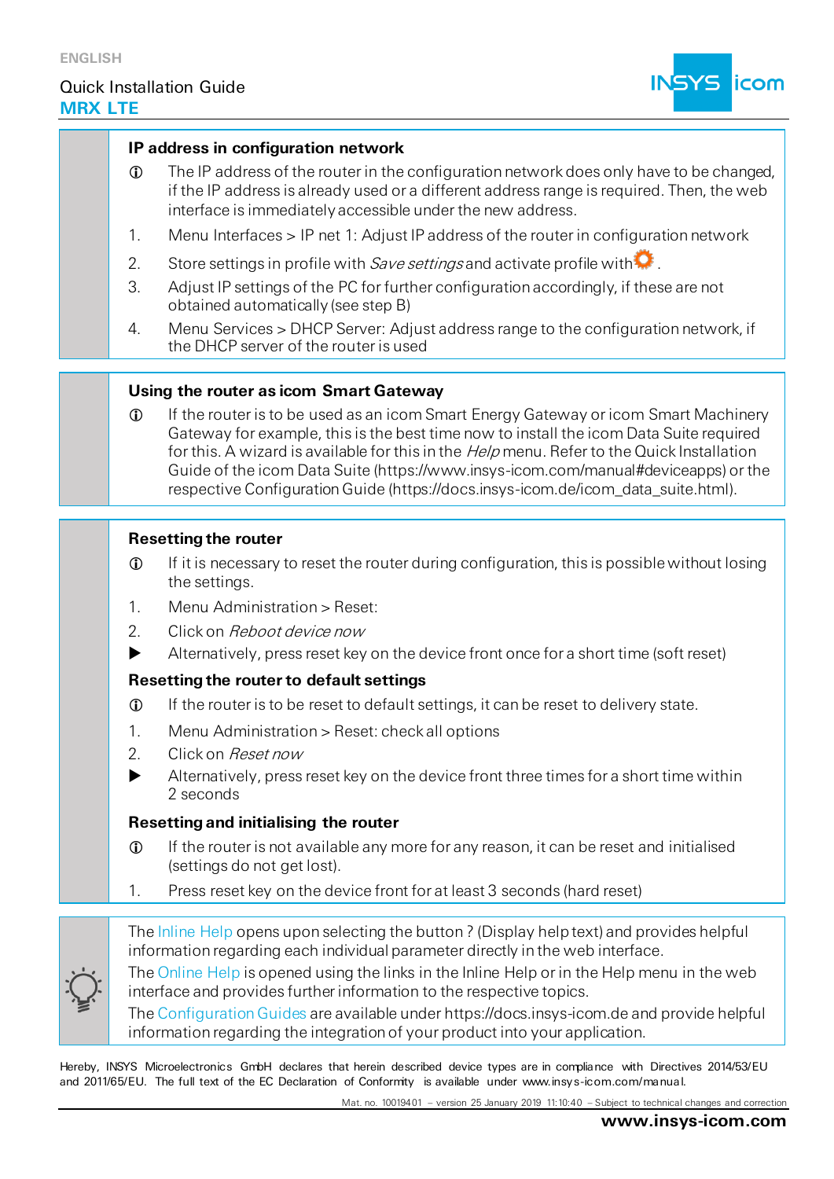## IP address in configuration network

ⓘ The IP address of the router in the configuration network does only have to be changed, if the IP address is already used or a different address range is required. Then, the web interface is immediately accessible under the new address.

1. Menu Interfaces > IP net 1: Adjust IP address of the router in configuration network
2. Store settings in profile with *Save settings* and activate profile with ⚙.
3. Adjust IP settings of the PC for further configuration accordingly, if these are not obtained automatically (see step B)
4. Menu Services > DHCP Server: Adjust address range to the configuration network, if the DHCP server of the router is used

## Using the router as icom Smart Gateway

ⓘ If the router is to be used as an icom Smart Energy Gateway or icom Smart Machinery Gateway for example, this is the best time now to install the icom Data Suite required for this. A wizard is available for this in the *Help* menu. Refer to the Quick Installation Guide of the icom Data Suite (https://www.insys-icom.com/manual#deviceapps) or the respective Configuration Guide (https://docs.insys-icom.de/icom_data_suite.html).

## Resetting the router

ⓘ If it is necessary to reset the router during configuration, this is possible without losing the settings.

1. Menu Administration > Reset:
2. Click on *Reboot device now*

▶ Alternatively, press reset key on the device front once for a short time (soft reset)

## Resetting the router to default settings

ⓘ If the router is to be reset to default settings, it can be reset to delivery state.

1. Menu Administration > Reset: check all options
2. Click on *Reset now*

▶ Alternatively, press reset key on the device front three times for a short time within 2 seconds

## Resetting and initialising the router

ⓘ If the router is not available any more for any reason, it can be reset and initialised (settings do not get lost).

1. Press reset key on the device front for at least 3 seconds (hard reset)

---

The Inline Help opens upon selecting the button ? (Display help text) and provides helpful information regarding each individual parameter directly in the web interface.

The Online Help is opened using the links in the Inline Help or in the Help menu in the web interface and provides further information to the respective topics.

The Configuration Guides are available under https://docs.insys-icom.de and provide helpful information regarding the integration of your product into your application.

Hereby, INSYS Microelectronics GmbH declares that herein described device types are in compliance with Directives 2014/53/EU and 2011/65/EU. The full text of the EC Declaration of Conformity is available under www.insys-icom.com/manual.

Mat. no. 10019401 – version 25 January 2019 11:10:40 – Subject to technical changes and correction

**www.insys-icom.com**